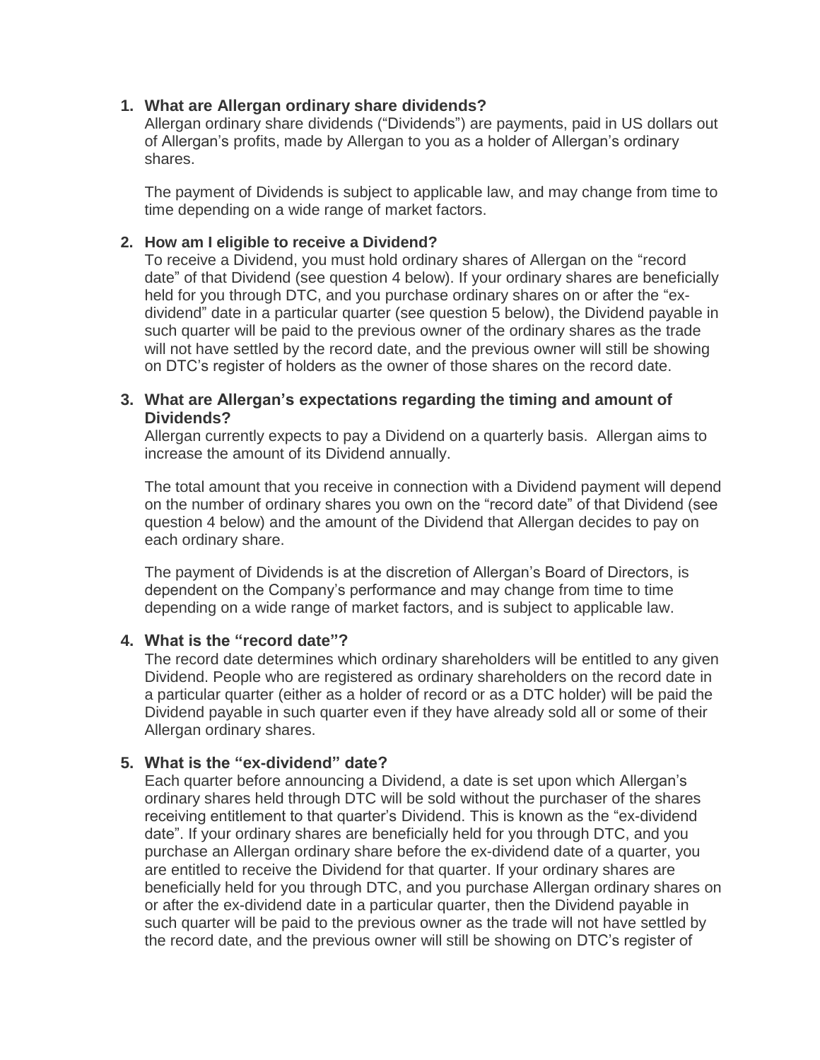1. **What are Allergan ordinary share dividends?**

   Allergan ordinary share dividends ("Dividends") are payments, paid in US dollars out of Allergan's profits, made by Allergan to you as a holder of Allergan's ordinary shares.

   The payment of Dividends is subject to applicable law, and may change from time to time depending on a wide range of market factors.

2. **How am I eligible to receive a Dividend?**

   To receive a Dividend, you must hold ordinary shares of Allergan on the "record date" of that Dividend (see question 4 below). If your ordinary shares are beneficially held for you through DTC, and you purchase ordinary shares on or after the "ex-dividend" date in a particular quarter (see question 5 below), the Dividend payable in such quarter will be paid to the previous owner of the ordinary shares as the trade will not have settled by the record date, and the previous owner will still be showing on DTC's register of holders as the owner of those shares on the record date.

3. **What are Allergan's expectations regarding the timing and amount of Dividends?**

   Allergan currently expects to pay a Dividend on a quarterly basis. Allergan aims to increase the amount of its Dividend annually.

   The total amount that you receive in connection with a Dividend payment will depend on the number of ordinary shares you own on the "record date" of that Dividend (see question 4 below) and the amount of the Dividend that Allergan decides to pay on each ordinary share.

   The payment of Dividends is at the discretion of Allergan's Board of Directors, is dependent on the Company's performance and may change from time to time depending on a wide range of market factors, and is subject to applicable law.

4. **What is the "record date"?**

   The record date determines which ordinary shareholders will be entitled to any given Dividend. People who are registered as ordinary shareholders on the record date in a particular quarter (either as a holder of record or as a DTC holder) will be paid the Dividend payable in such quarter even if they have already sold all or some of their Allergan ordinary shares.

5. **What is the "ex-dividend" date?**

   Each quarter before announcing a Dividend, a date is set upon which Allergan's ordinary shares held through DTC will be sold without the purchaser of the shares receiving entitlement to that quarter's Dividend. This is known as the "ex-dividend date". If your ordinary shares are beneficially held for you through DTC, and you purchase an Allergan ordinary share before the ex-dividend date of a quarter, you are entitled to receive the Dividend for that quarter. If your ordinary shares are beneficially held for you through DTC, and you purchase Allergan ordinary shares on or after the ex-dividend date in a particular quarter, then the Dividend payable in such quarter will be paid to the previous owner as the trade will not have settled by the record date, and the previous owner will still be showing on DTC's register of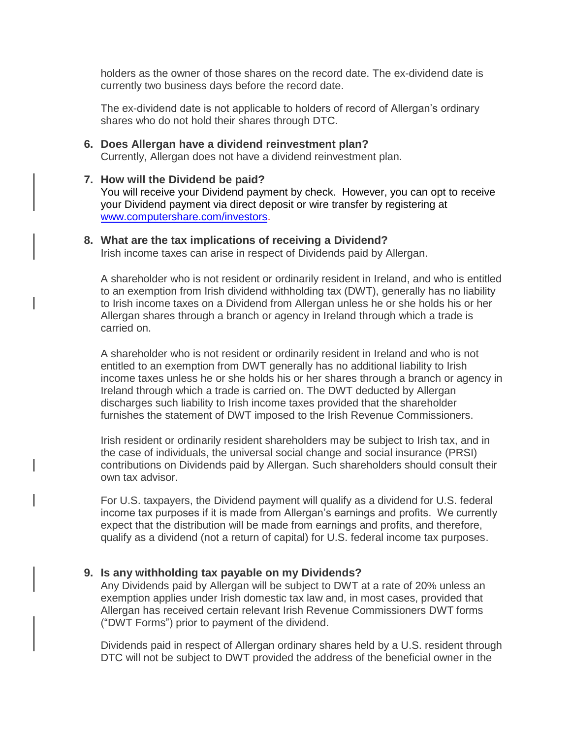holders as the owner of those shares on the record date. The ex-dividend date is currently two business days before the record date.

The ex-dividend date is not applicable to holders of record of Allergan's ordinary shares who do not hold their shares through DTC.

6. **Does Allergan have a dividend reinvestment plan?**
   Currently, Allergan does not have a dividend reinvestment plan.

7. **How will the Dividend be paid?**
   You will receive your Dividend payment by check. However, you can opt to receive your Dividend payment via direct deposit or wire transfer by registering at [www.computershare.com/investors](www.computershare.com/investors).

8. **What are the tax implications of receiving a Dividend?**
   Irish income taxes can arise in respect of Dividends paid by Allergan.

   A shareholder who is not resident or ordinarily resident in Ireland, and who is entitled to an exemption from Irish dividend withholding tax (DWT), generally has no liability to Irish income taxes on a Dividend from Allergan unless he or she holds his or her Allergan shares through a branch or agency in Ireland through which a trade is carried on.

   A shareholder who is not resident or ordinarily resident in Ireland and who is not entitled to an exemption from DWT generally has no additional liability to Irish income taxes unless he or she holds his or her shares through a branch or agency in Ireland through which a trade is carried on. The DWT deducted by Allergan discharges such liability to Irish income taxes provided that the shareholder furnishes the statement of DWT imposed to the Irish Revenue Commissioners.

   Irish resident or ordinarily resident shareholders may be subject to Irish tax, and in the case of individuals, the universal social change and social insurance (PRSI) contributions on Dividends paid by Allergan. Such shareholders should consult their own tax advisor.

   For U.S. taxpayers, the Dividend payment will qualify as a dividend for U.S. federal income tax purposes if it is made from Allergan's earnings and profits. We currently expect that the distribution will be made from earnings and profits, and therefore, qualify as a dividend (not a return of capital) for U.S. federal income tax purposes.

9. **Is any withholding tax payable on my Dividends?**
   Any Dividends paid by Allergan will be subject to DWT at a rate of 20% unless an exemption applies under Irish domestic tax law and, in most cases, provided that Allergan has received certain relevant Irish Revenue Commissioners DWT forms ("DWT Forms") prior to payment of the dividend.

   Dividends paid in respect of Allergan ordinary shares held by a U.S. resident through DTC will not be subject to DWT provided the address of the beneficial owner in the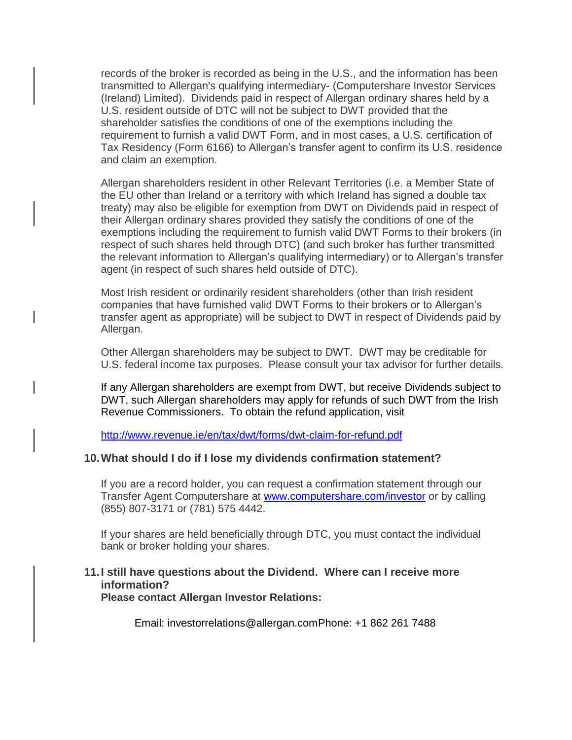records of the broker is recorded as being in the U.S., and the information has been transmitted to Allergan's qualifying intermediary- (Computershare Investor Services (Ireland) Limited). Dividends paid in respect of Allergan ordinary shares held by a U.S. resident outside of DTC will not be subject to DWT provided that the shareholder satisfies the conditions of one of the exemptions including the requirement to furnish a valid DWT Form, and in most cases, a U.S. certification of Tax Residency (Form 6166) to Allergan's transfer agent to confirm its U.S. residence and claim an exemption.

Allergan shareholders resident in other Relevant Territories (i.e. a Member State of the EU other than Ireland or a territory with which Ireland has signed a double tax treaty) may also be eligible for exemption from DWT on Dividends paid in respect of their Allergan ordinary shares provided they satisfy the conditions of one of the exemptions including the requirement to furnish valid DWT Forms to their brokers (in respect of such shares held through DTC) (and such broker has further transmitted the relevant information to Allergan's qualifying intermediary) or to Allergan's transfer agent (in respect of such shares held outside of DTC).

Most Irish resident or ordinarily resident shareholders (other than Irish resident companies that have furnished valid DWT Forms to their brokers or to Allergan's transfer agent as appropriate) will be subject to DWT in respect of Dividends paid by Allergan.

Other Allergan shareholders may be subject to DWT. DWT may be creditable for U.S. federal income tax purposes. Please consult your tax advisor for further details.

If any Allergan shareholders are exempt from DWT, but receive Dividends subject to DWT, such Allergan shareholders may apply for refunds of such DWT from the Irish Revenue Commissioners. To obtain the refund application, visit

http://www.revenue.ie/en/tax/dwt/forms/dwt-claim-for-refund.pdf

### 10. What should I do if I lose my dividends confirmation statement?

If you are a record holder, you can request a confirmation statement through our Transfer Agent Computershare at www.computershare.com/investor or by calling (855) 807-3171 or (781) 575 4442.

If your shares are held beneficially through DTC, you must contact the individual bank or broker holding your shares.

### 11. I still have questions about the Dividend. Where can I receive more information?

**Please contact Allergan Investor Relations:**

Email: investorrelations@allergan.com Phone: +1 862 261 7488